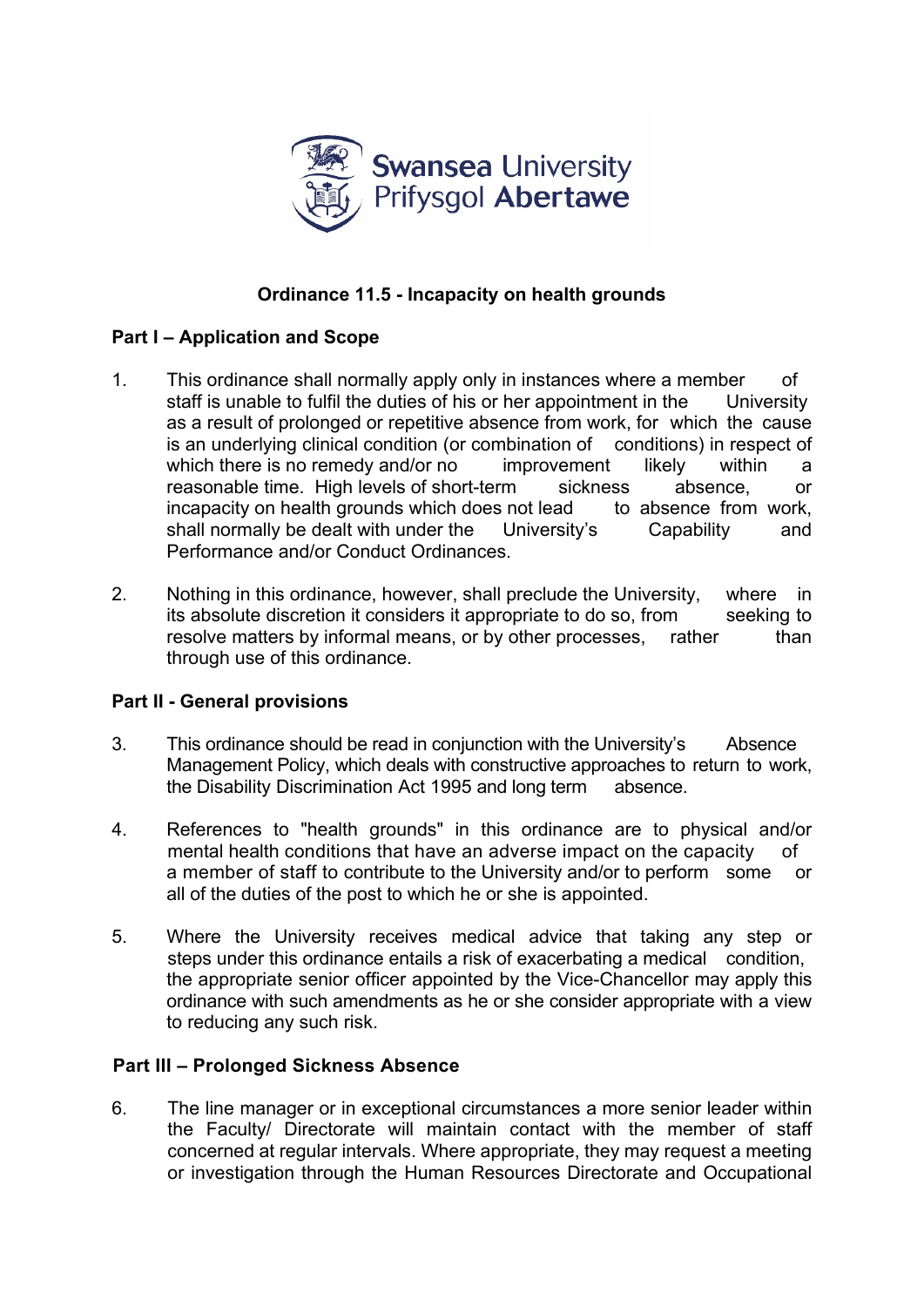Swansea University
Prifysgol Abertawe

# Ordinance 11.5 - Incapacity on health grounds

## Part I – Application and Scope

1. This ordinance shall normally apply only in instances where a member of staff is unable to fulfil the duties of his or her appointment in the University as a result of prolonged or repetitive absence from work, for which the cause is an underlying clinical condition (or combination of conditions) in respect of which there is no remedy and/or no improvement likely within a reasonable time. High levels of short-term sickness absence, or incapacity on health grounds which does not lead to absence from work, shall normally be dealt with under the University's Capability and Performance and/or Conduct Ordinances.

2. Nothing in this ordinance, however, shall preclude the University, where in its absolute discretion it considers it appropriate to do so, from seeking to resolve matters by informal means, or by other processes, rather than through use of this ordinance.

## Part II - General provisions

3. This ordinance should be read in conjunction with the University's Absence Management Policy, which deals with constructive approaches to return to work, the Disability Discrimination Act 1995 and long term absence.

4. References to "health grounds" in this ordinance are to physical and/or mental health conditions that have an adverse impact on the capacity of a member of staff to contribute to the University and/or to perform some or all of the duties of the post to which he or she is appointed.

5. Where the University receives medical advice that taking any step or steps under this ordinance entails a risk of exacerbating a medical condition, the appropriate senior officer appointed by the Vice-Chancellor may apply this ordinance with such amendments as he or she consider appropriate with a view to reducing any such risk.

## Part III – Prolonged Sickness Absence

6. The line manager or in exceptional circumstances a more senior leader within the Faculty/ Directorate will maintain contact with the member of staff concerned at regular intervals. Where appropriate, they may request a meeting or investigation through the Human Resources Directorate and Occupational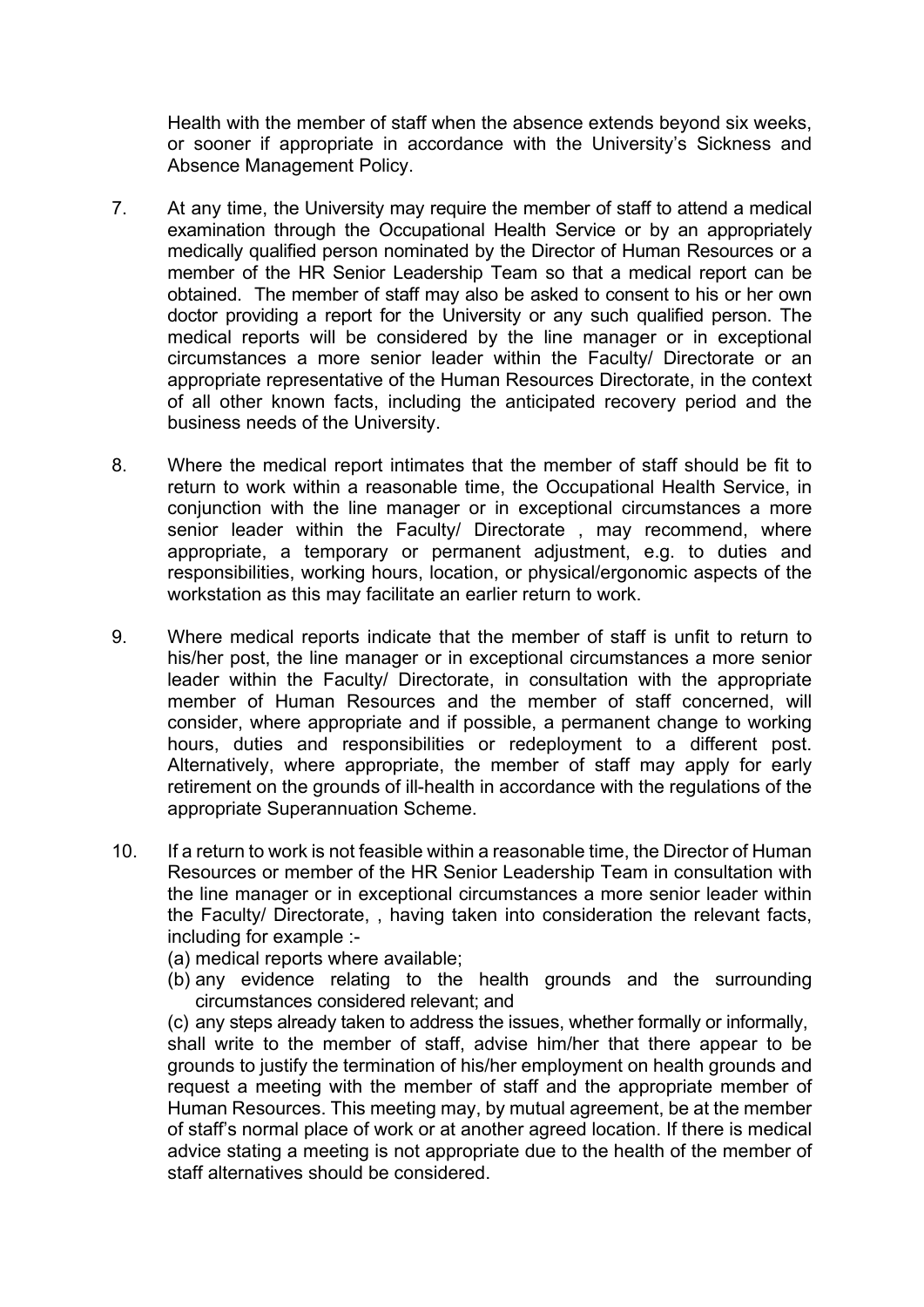Health with the member of staff when the absence extends beyond six weeks, or sooner if appropriate in accordance with the University's Sickness and Absence Management Policy.

7. At any time, the University may require the member of staff to attend a medical examination through the Occupational Health Service or by an appropriately medically qualified person nominated by the Director of Human Resources or a member of the HR Senior Leadership Team so that a medical report can be obtained. The member of staff may also be asked to consent to his or her own doctor providing a report for the University or any such qualified person. The medical reports will be considered by the line manager or in exceptional circumstances a more senior leader within the Faculty/ Directorate or an appropriate representative of the Human Resources Directorate, in the context of all other known facts, including the anticipated recovery period and the business needs of the University.

8. Where the medical report intimates that the member of staff should be fit to return to work within a reasonable time, the Occupational Health Service, in conjunction with the line manager or in exceptional circumstances a more senior leader within the Faculty/ Directorate , may recommend, where appropriate, a temporary or permanent adjustment, e.g. to duties and responsibilities, working hours, location, or physical/ergonomic aspects of the workstation as this may facilitate an earlier return to work.

9. Where medical reports indicate that the member of staff is unfit to return to his/her post, the line manager or in exceptional circumstances a more senior leader within the Faculty/ Directorate, in consultation with the appropriate member of Human Resources and the member of staff concerned, will consider, where appropriate and if possible, a permanent change to working hours, duties and responsibilities or redeployment to a different post. Alternatively, where appropriate, the member of staff may apply for early retirement on the grounds of ill-health in accordance with the regulations of the appropriate Superannuation Scheme.

10. If a return to work is not feasible within a reasonable time, the Director of Human Resources or member of the HR Senior Leadership Team in consultation with the line manager or in exceptional circumstances a more senior leader within the Faculty/ Directorate, , having taken into consideration the relevant facts, including for example :-
    (a) medical reports where available;
    (b) any evidence relating to the health grounds and the surrounding circumstances considered relevant; and
    (c) any steps already taken to address the issues, whether formally or informally,

    shall write to the member of staff, advise him/her that there appear to be grounds to justify the termination of his/her employment on health grounds and request a meeting with the member of staff and the appropriate member of Human Resources. This meeting may, by mutual agreement, be at the member of staff's normal place of work or at another agreed location. If there is medical advice stating a meeting is not appropriate due to the health of the member of staff alternatives should be considered.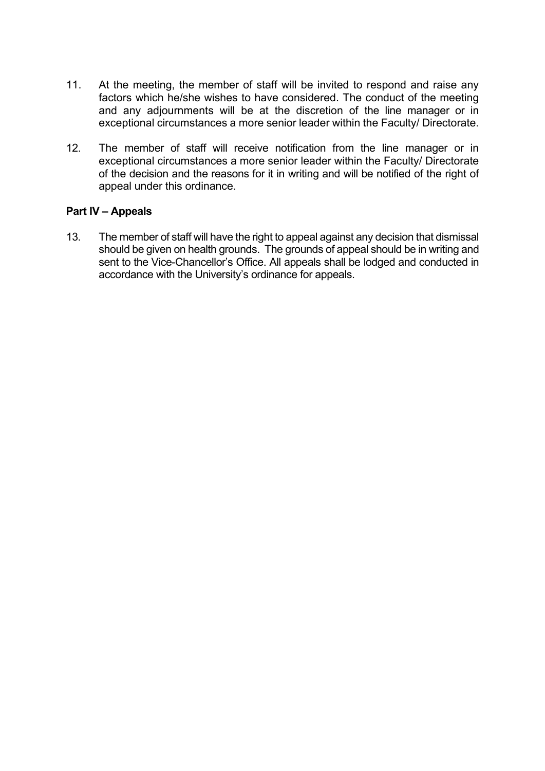11. At the meeting, the member of staff will be invited to respond and raise any factors which he/she wishes to have considered. The conduct of the meeting and any adjournments will be at the discretion of the line manager or in exceptional circumstances a more senior leader within the Faculty/ Directorate.

12. The member of staff will receive notification from the line manager or in exceptional circumstances a more senior leader within the Faculty/ Directorate of the decision and the reasons for it in writing and will be notified of the right of appeal under this ordinance.

**Part IV – Appeals**

13. The member of staff will have the right to appeal against any decision that dismissal should be given on health grounds. The grounds of appeal should be in writing and sent to the Vice-Chancellor's Office. All appeals shall be lodged and conducted in accordance with the University's ordinance for appeals.